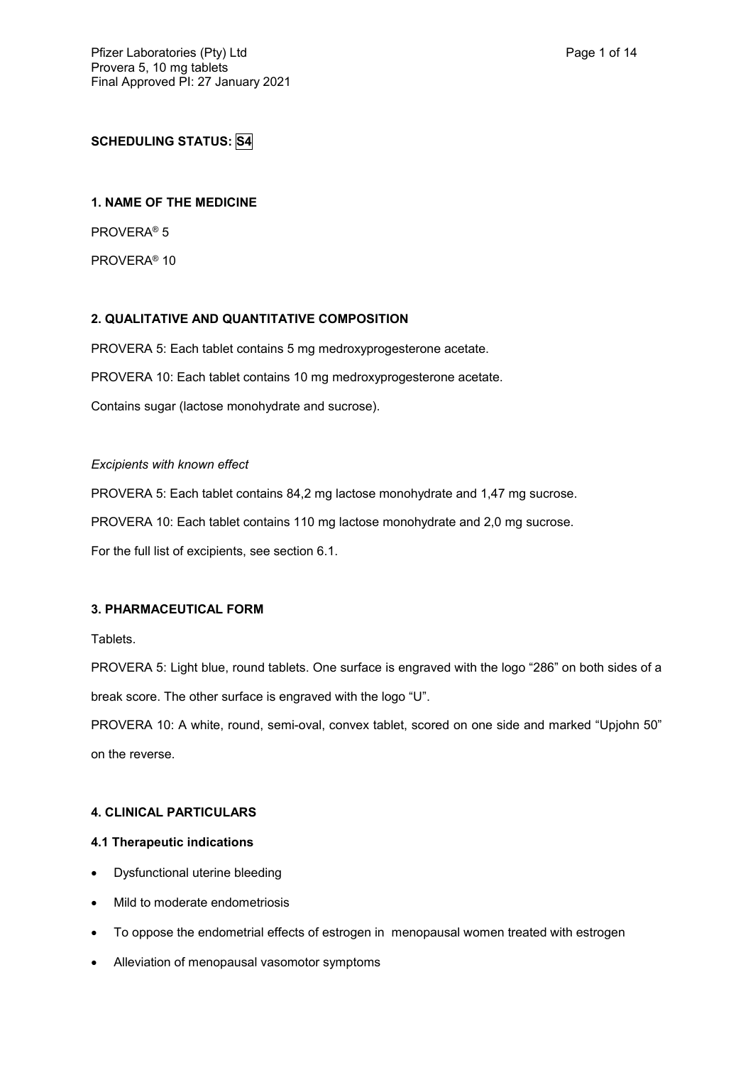**SCHEDULING STATUS: S4**

**1. NAME OF THE MEDICINE**

PROVERA® 5

PROVERA® 10

**2. QUALITATIVE AND QUANTITATIVE COMPOSITION**

PROVERA 5: Each tablet contains 5 mg medroxyprogesterone acetate.

PROVERA 10: Each tablet contains 10 mg medroxyprogesterone acetate.

Contains sugar (lactose monohydrate and sucrose).

*Excipients with known effect*

PROVERA 5: Each tablet contains 84,2 mg lactose monohydrate and 1,47 mg sucrose.

PROVERA 10: Each tablet contains 110 mg lactose monohydrate and 2,0 mg sucrose.

For the full list of excipients, see section 6.1.

**3. PHARMACEUTICAL FORM**

Tablets.

PROVERA 5: Light blue, round tablets. One surface is engraved with the logo "286" on both sides of a break score. The other surface is engraved with the logo "U".

PROVERA 10: A white, round, semi-oval, convex tablet, scored on one side and marked "Upjohn 50" on the reverse.

**4. CLINICAL PARTICULARS**

**4.1 Therapeutic indications**

- Dysfunctional uterine bleeding
- Mild to moderate endometriosis
- To oppose the endometrial effects of estrogen in menopausal women treated with estrogen
- Alleviation of menopausal vasomotor symptoms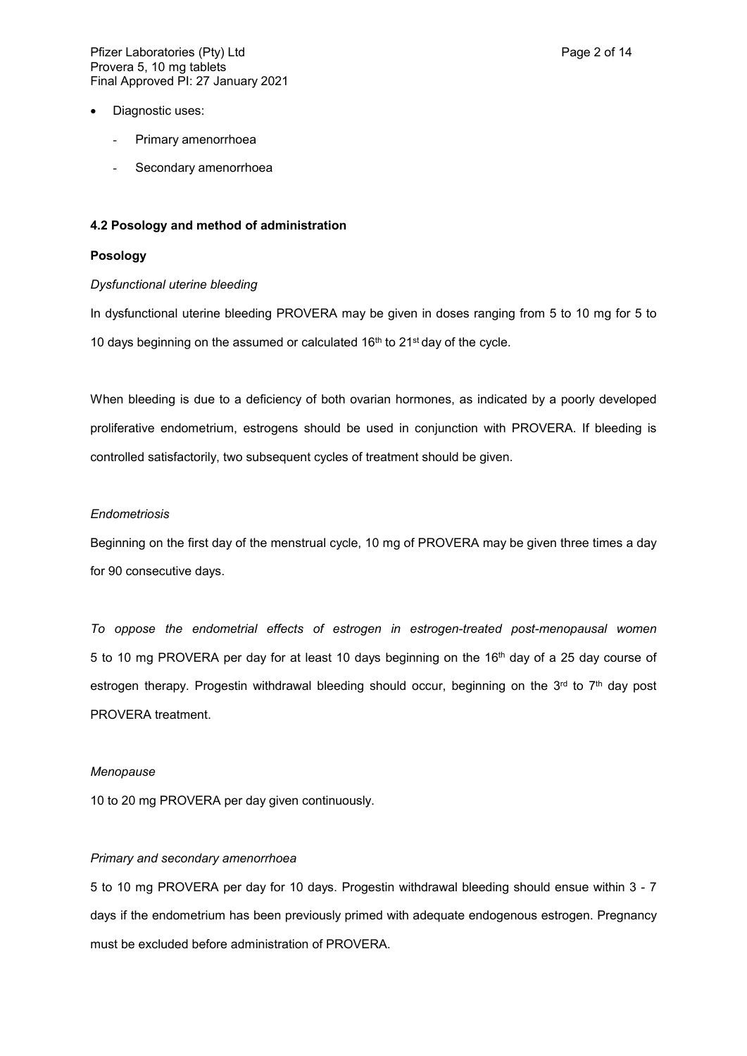- Diagnostic uses:
    - Primary amenorrhoea
    - Secondary amenorrhoea

### 4.2 Posology and method of administration

#### Posology

*Dysfunctional uterine bleeding*

In dysfunctional uterine bleeding PROVERA may be given in doses ranging from 5 to 10 mg for 5 to 10 days beginning on the assumed or calculated 16th to 21st day of the cycle.

When bleeding is due to a deficiency of both ovarian hormones, as indicated by a poorly developed proliferative endometrium, estrogens should be used in conjunction with PROVERA. If bleeding is controlled satisfactorily, two subsequent cycles of treatment should be given.

*Endometriosis*

Beginning on the first day of the menstrual cycle, 10 mg of PROVERA may be given three times a day for 90 consecutive days.

*To oppose the endometrial effects of estrogen in estrogen-treated post-menopausal women*
5 to 10 mg PROVERA per day for at least 10 days beginning on the 16th day of a 25 day course of estrogen therapy. Progestin withdrawal bleeding should occur, beginning on the 3rd to 7th day post PROVERA treatment.

*Menopause*

10 to 20 mg PROVERA per day given continuously.

*Primary and secondary amenorrhoea*

5 to 10 mg PROVERA per day for 10 days. Progestin withdrawal bleeding should ensue within 3 - 7 days if the endometrium has been previously primed with adequate endogenous estrogen. Pregnancy must be excluded before administration of PROVERA.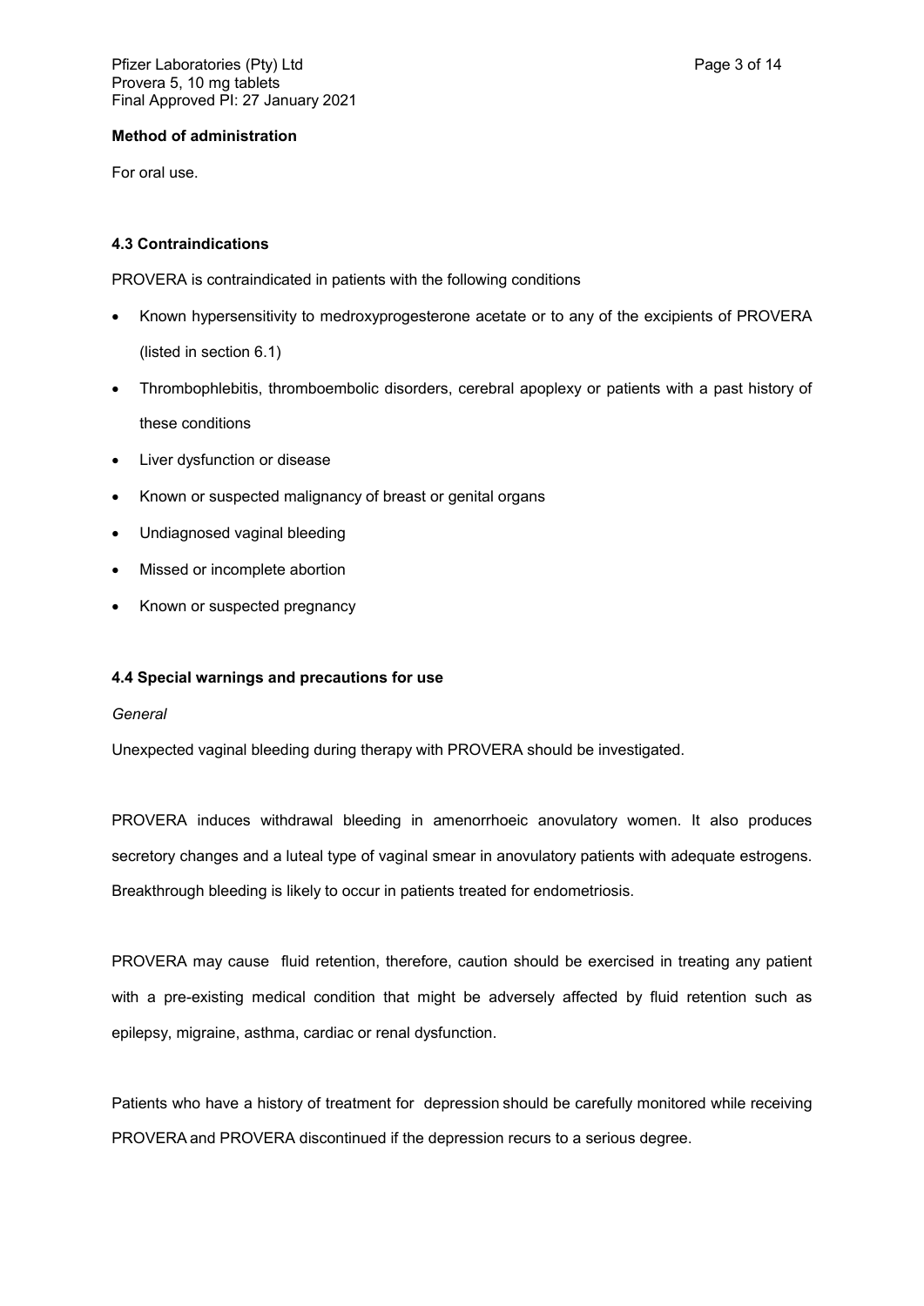**Method of administration**

For oral use.

### 4.3 Contraindications

PROVERA is contraindicated in patients with the following conditions

- Known hypersensitivity to medroxyprogesterone acetate or to any of the excipients of PROVERA (listed in section 6.1)
- Thrombophlebitis, thromboembolic disorders, cerebral apoplexy or patients with a past history of these conditions
- Liver dysfunction or disease
- Known or suspected malignancy of breast or genital organs
- Undiagnosed vaginal bleeding
- Missed or incomplete abortion
- Known or suspected pregnancy

### 4.4 Special warnings and precautions for use

*General*

Unexpected vaginal bleeding during therapy with PROVERA should be investigated.

PROVERA induces withdrawal bleeding in amenorrhoeic anovulatory women. It also produces secretory changes and a luteal type of vaginal smear in anovulatory patients with adequate estrogens. Breakthrough bleeding is likely to occur in patients treated for endometriosis.

PROVERA may cause fluid retention, therefore, caution should be exercised in treating any patient with a pre-existing medical condition that might be adversely affected by fluid retention such as epilepsy, migraine, asthma, cardiac or renal dysfunction.

Patients who have a history of treatment for depression should be carefully monitored while receiving PROVERA and PROVERA discontinued if the depression recurs to a serious degree.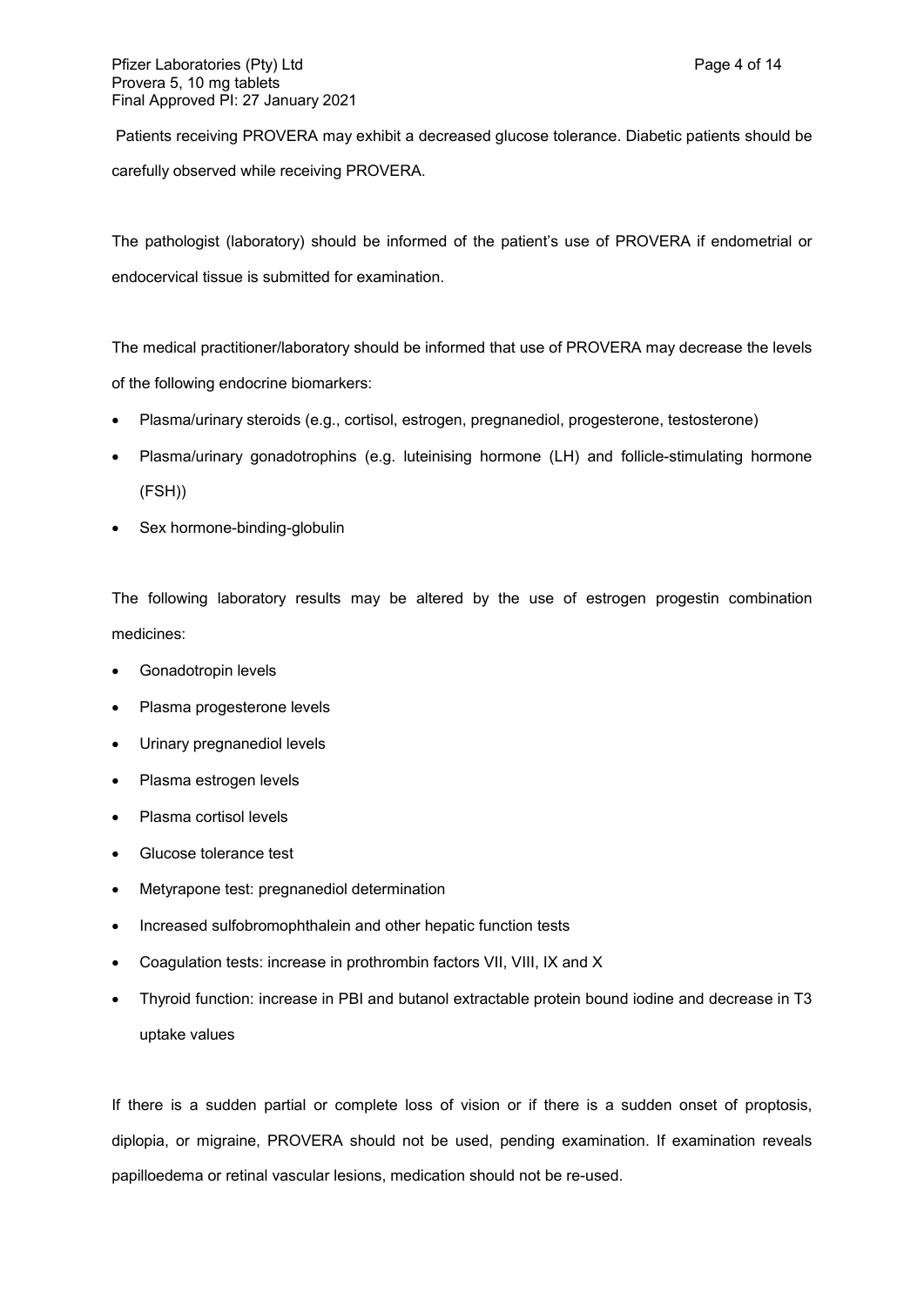Patients receiving PROVERA may exhibit a decreased glucose tolerance. Diabetic patients should be carefully observed while receiving PROVERA.

The pathologist (laboratory) should be informed of the patient's use of PROVERA if endometrial or endocervical tissue is submitted for examination.

The medical practitioner/laboratory should be informed that use of PROVERA may decrease the levels of the following endocrine biomarkers:

- Plasma/urinary steroids (e.g., cortisol, estrogen, pregnanediol, progesterone, testosterone)
- Plasma/urinary gonadotrophins (e.g. luteinising hormone (LH) and follicle-stimulating hormone (FSH))
- Sex hormone-binding-globulin

The following laboratory results may be altered by the use of estrogen progestin combination medicines:

- Gonadotropin levels
- Plasma progesterone levels
- Urinary pregnanediol levels
- Plasma estrogen levels
- Plasma cortisol levels
- Glucose tolerance test
- Metyrapone test: pregnanediol determination
- Increased sulfobromophthalein and other hepatic function tests
- Coagulation tests: increase in prothrombin factors VII, VIII, IX and X
- Thyroid function: increase in PBI and butanol extractable protein bound iodine and decrease in T3 uptake values

If there is a sudden partial or complete loss of vision or if there is a sudden onset of proptosis, diplopia, or migraine, PROVERA should not be used, pending examination. If examination reveals papilloedema or retinal vascular lesions, medication should not be re-used.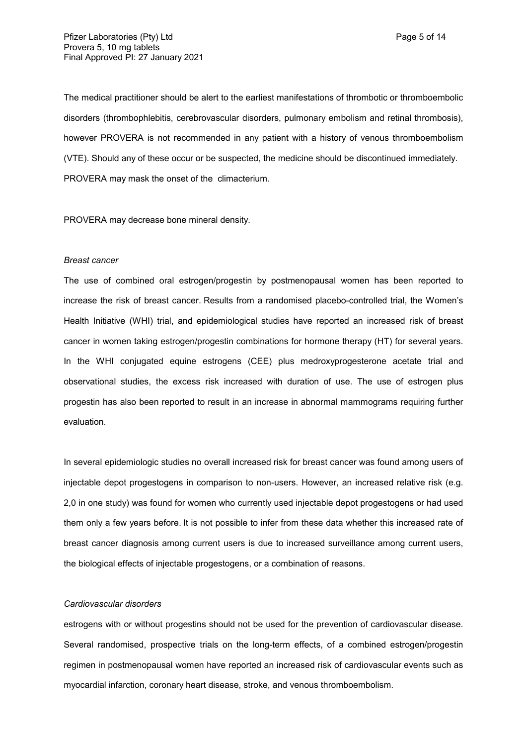The medical practitioner should be alert to the earliest manifestations of thrombotic or thromboembolic disorders (thrombophlebitis, cerebrovascular disorders, pulmonary embolism and retinal thrombosis), however PROVERA is not recommended in any patient with a history of venous thromboembolism (VTE). Should any of these occur or be suspected, the medicine should be discontinued immediately. PROVERA may mask the onset of the  climacterium.

PROVERA may decrease bone mineral density.

*Breast cancer*

The use of combined oral estrogen/progestin by postmenopausal women has been reported to increase the risk of breast cancer. Results from a randomised placebo-controlled trial, the Women's Health Initiative (WHI) trial, and epidemiological studies have reported an increased risk of breast cancer in women taking estrogen/progestin combinations for hormone therapy (HT) for several years. In the WHI conjugated equine estrogens (CEE) plus medroxyprogesterone acetate trial and observational studies, the excess risk increased with duration of use. The use of estrogen plus progestin has also been reported to result in an increase in abnormal mammograms requiring further evaluation.

In several epidemiologic studies no overall increased risk for breast cancer was found among users of injectable depot progestogens in comparison to non-users. However, an increased relative risk (e.g. 2,0 in one study) was found for women who currently used injectable depot progestogens or had used them only a few years before. It is not possible to infer from these data whether this increased rate of breast cancer diagnosis among current users is due to increased surveillance among current users, the biological effects of injectable progestogens, or a combination of reasons.

*Cardiovascular disorders*

estrogens with or without progestins should not be used for the prevention of cardiovascular disease. Several randomised, prospective trials on the long-term effects, of a combined estrogen/progestin regimen in postmenopausal women have reported an increased risk of cardiovascular events such as myocardial infarction, coronary heart disease, stroke, and venous thromboembolism.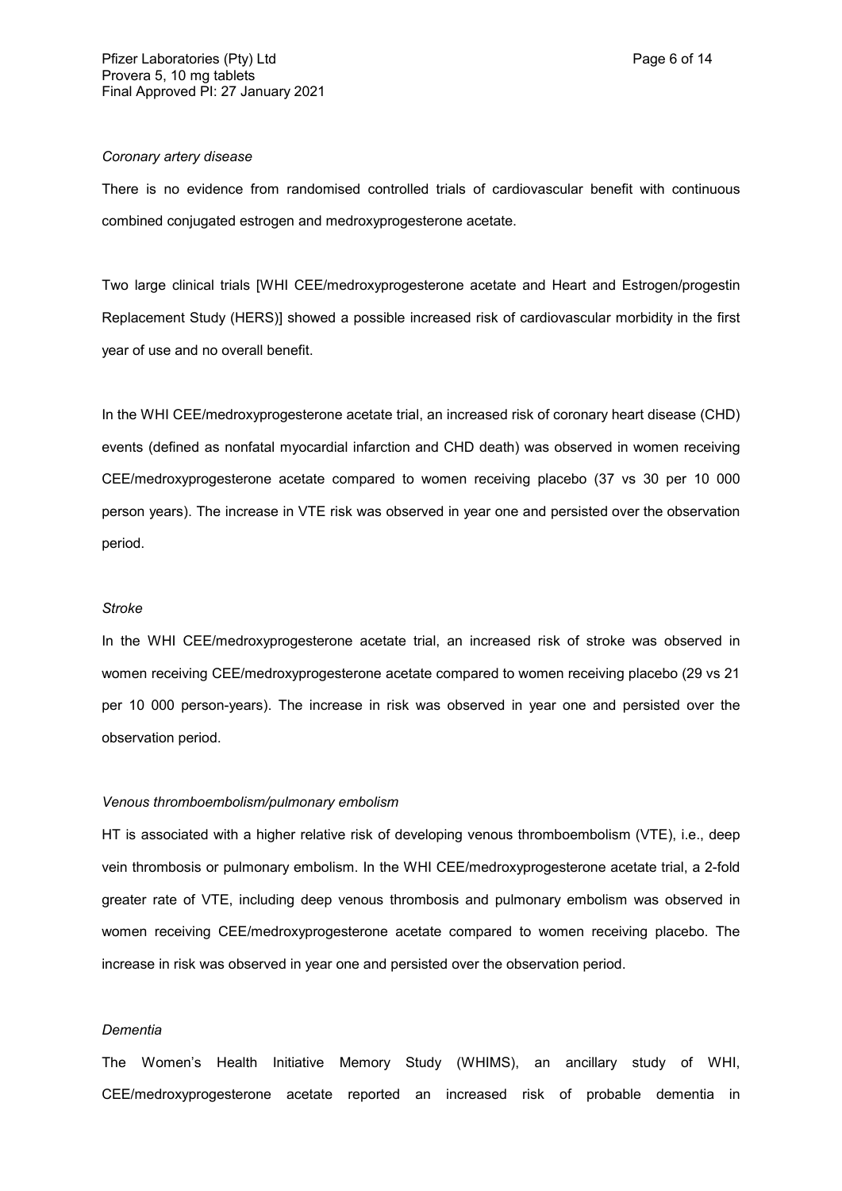*Coronary artery disease*

There is no evidence from randomised controlled trials of cardiovascular benefit with continuous combined conjugated estrogen and medroxyprogesterone acetate.

Two large clinical trials [WHI CEE/medroxyprogesterone acetate and Heart and Estrogen/progestin Replacement Study (HERS)] showed a possible increased risk of cardiovascular morbidity in the first year of use and no overall benefit.

In the WHI CEE/medroxyprogesterone acetate trial, an increased risk of coronary heart disease (CHD) events (defined as nonfatal myocardial infarction and CHD death) was observed in women receiving CEE/medroxyprogesterone acetate compared to women receiving placebo (37 vs 30 per 10 000 person years). The increase in VTE risk was observed in year one and persisted over the observation period.

*Stroke*

In the WHI CEE/medroxyprogesterone acetate trial, an increased risk of stroke was observed in women receiving CEE/medroxyprogesterone acetate compared to women receiving placebo (29 vs 21 per 10 000 person-years). The increase in risk was observed in year one and persisted over the observation period.

*Venous thromboembolism/pulmonary embolism*

HT is associated with a higher relative risk of developing venous thromboembolism (VTE), i.e., deep vein thrombosis or pulmonary embolism. In the WHI CEE/medroxyprogesterone acetate trial, a 2-fold greater rate of VTE, including deep venous thrombosis and pulmonary embolism was observed in women receiving CEE/medroxyprogesterone acetate compared to women receiving placebo. The increase in risk was observed in year one and persisted over the observation period.

*Dementia*

The Women's Health Initiative Memory Study (WHIMS), an ancillary study of WHI, CEE/medroxyprogesterone acetate reported an increased risk of probable dementia in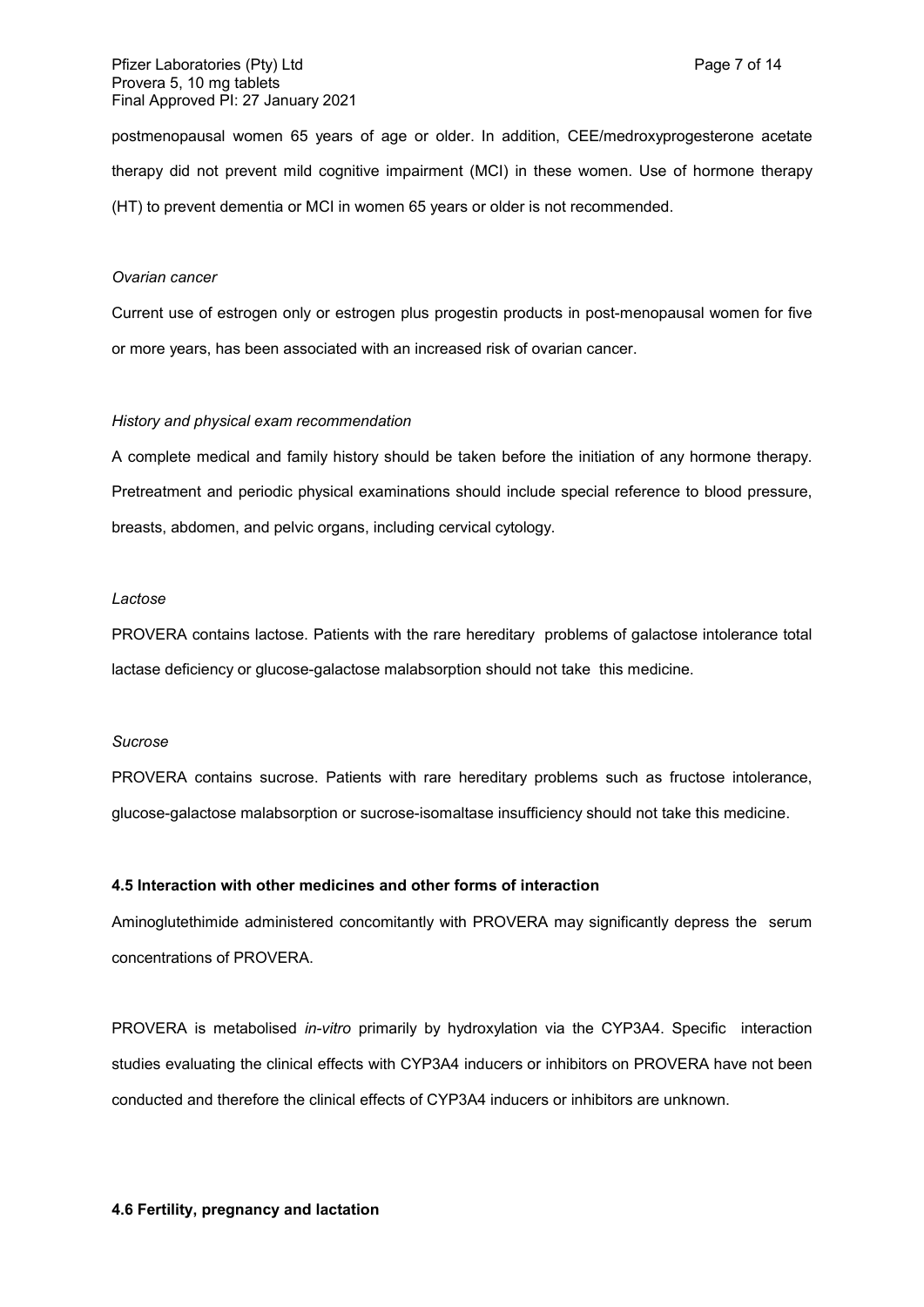postmenopausal women 65 years of age or older. In addition, CEE/medroxyprogesterone acetate therapy did not prevent mild cognitive impairment (MCI) in these women. Use of hormone therapy (HT) to prevent dementia or MCI in women 65 years or older is not recommended.

*Ovarian cancer*

Current use of estrogen only or estrogen plus progestin products in post-menopausal women for five or more years, has been associated with an increased risk of ovarian cancer.

*History and physical exam recommendation*

A complete medical and family history should be taken before the initiation of any hormone therapy. Pretreatment and periodic physical examinations should include special reference to blood pressure, breasts, abdomen, and pelvic organs, including cervical cytology.

*Lactose*

PROVERA contains lactose. Patients with the rare hereditary problems of galactose intolerance total lactase deficiency or glucose-galactose malabsorption should not take this medicine.

*Sucrose*

PROVERA contains sucrose. Patients with rare hereditary problems such as fructose intolerance, glucose-galactose malabsorption or sucrose-isomaltase insufficiency should not take this medicine.

**4.5 Interaction with other medicines and other forms of interaction**

Aminoglutethimide administered concomitantly with PROVERA may significantly depress the serum concentrations of PROVERA.

PROVERA is metabolised *in-vitro* primarily by hydroxylation via the CYP3A4. Specific interaction studies evaluating the clinical effects with CYP3A4 inducers or inhibitors on PROVERA have not been conducted and therefore the clinical effects of CYP3A4 inducers or inhibitors are unknown.

**4.6 Fertility, pregnancy and lactation**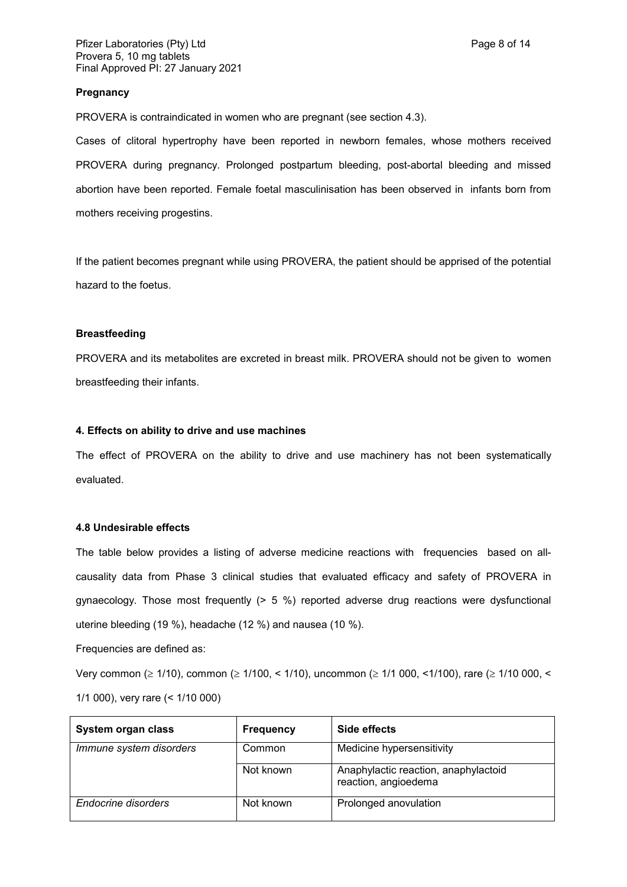**Pregnancy**

PROVERA is contraindicated in women who are pregnant (see section 4.3).

Cases of clitoral hypertrophy have been reported in newborn females, whose mothers received PROVERA during pregnancy. Prolonged postpartum bleeding, post-abortal bleeding and missed abortion have been reported. Female foetal masculinisation has been observed in infants born from mothers receiving progestins.

If the patient becomes pregnant while using PROVERA, the patient should be apprised of the potential hazard to the foetus.

**Breastfeeding**

PROVERA and its metabolites are excreted in breast milk. PROVERA should not be given to women breastfeeding their infants.

**4. Effects on ability to drive and use machines**

The effect of PROVERA on the ability to drive and use machinery has not been systematically evaluated.

**4.8 Undesirable effects**

The table below provides a listing of adverse medicine reactions with frequencies based on all-causality data from Phase 3 clinical studies that evaluated efficacy and safety of PROVERA in gynaecology. Those most frequently (> 5 %) reported adverse drug reactions were dysfunctional uterine bleeding (19 %), headache (12 %) and nausea (10 %).

Frequencies are defined as:

Very common (≥ 1/10), common (≥ 1/100, < 1/10), uncommon (≥ 1/1 000, <1/100), rare (≥ 1/10 000, < 1/1 000), very rare (< 1/10 000)

| System organ class | Frequency | Side effects |
|---|---|---|
| *Immune system disorders* | Common | Medicine hypersensitivity |
| | Not known | Anaphylactic reaction, anaphylactoid reaction, angioedema |
| *Endocrine disorders* | Not known | Prolonged anovulation |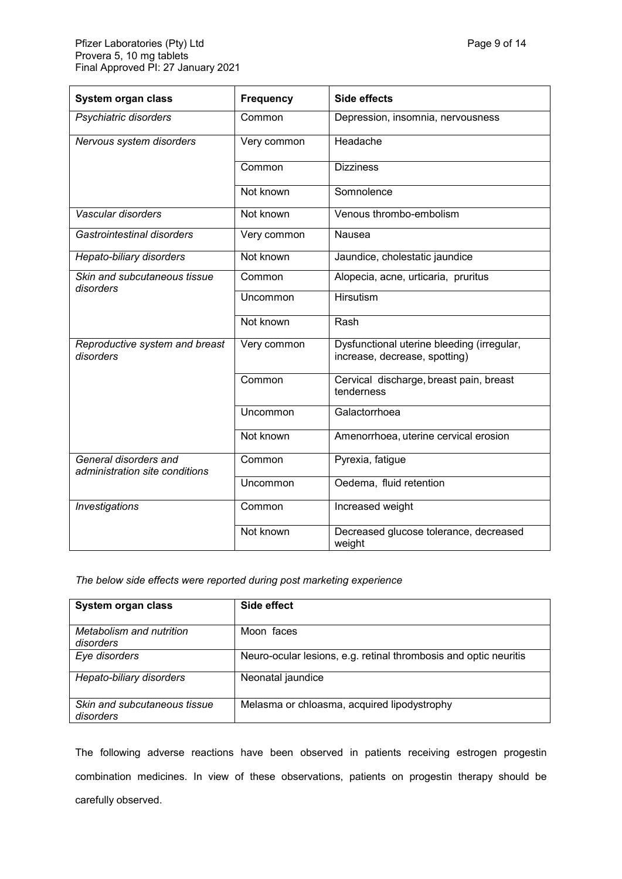| System organ class | Frequency | Side effects |
|---|---|---|
| *Psychiatric disorders* | Common | Depression, insomnia, nervousness |
| *Nervous system disorders* | Very common | Headache |
| | Common | Dizziness |
| | Not known | Somnolence |
| *Vascular disorders* | Not known | Venous thrombo-embolism |
| *Gastrointestinal disorders* | Very common | Nausea |
| *Hepato-biliary disorders* | Not known | Jaundice, cholestatic jaundice |
| *Skin and subcutaneous tissue disorders* | Common | Alopecia, acne, urticaria, pruritus |
| | Uncommon | Hirsutism |
| | Not known | Rash |
| *Reproductive system and breast disorders* | Very common | Dysfunctional uterine bleeding (irregular, increase, decrease, spotting) |
| | Common | Cervical discharge, breast pain, breast tenderness |
| | Uncommon | Galactorrhoea |
| | Not known | Amenorrhoea, uterine cervical erosion |
| *General disorders and administration site conditions* | Common | Pyrexia, fatigue |
| | Uncommon | Oedema, fluid retention |
| *Investigations* | Common | Increased weight |
| | Not known | Decreased glucose tolerance, decreased weight |

*The below side effects were reported during post marketing experience*

| System organ class | Side effect |
|---|---|
| *Metabolism and nutrition disorders* | Moon faces |
| *Eye disorders* | Neuro-ocular lesions, e.g. retinal thrombosis and optic neuritis |
| *Hepato-biliary disorders* | Neonatal jaundice |
| *Skin and subcutaneous tissue disorders* | Melasma or chloasma, acquired lipodystrophy |

The following adverse reactions have been observed in patients receiving estrogen progestin combination medicines. In view of these observations, patients on progestin therapy should be carefully observed.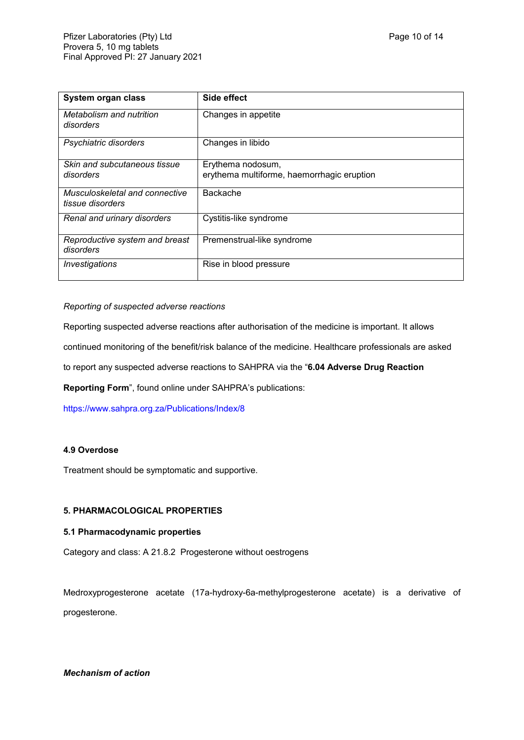| System organ class | Side effect |
|---|---|
| *Metabolism and nutrition disorders* | Changes in appetite |
| *Psychiatric disorders* | Changes in libido |
| *Skin and subcutaneous tissue disorders* | Erythema nodosum, erythema multiforme, haemorrhagic eruption |
| *Musculoskeletal and connective tissue disorders* | Backache |
| *Renal and urinary disorders* | Cystitis-like syndrome |
| *Reproductive system and breast disorders* | Premenstrual-like syndrome |
| *Investigations* | Rise in blood pressure |

*Reporting of suspected adverse reactions*

Reporting suspected adverse reactions after authorisation of the medicine is important. It allows continued monitoring of the benefit/risk balance of the medicine. Healthcare professionals are asked to report any suspected adverse reactions to SAHPRA via the "**6.04 Adverse Drug Reaction Reporting Form**", found online under SAHPRA's publications:

https://www.sahpra.org.za/Publications/Index/8

#### 4.9 Overdose

Treatment should be symptomatic and supportive.

## 5. PHARMACOLOGICAL PROPERTIES

### 5.1 Pharmacodynamic properties

Category and class: A 21.8.2 Progesterone without oestrogens

Medroxyprogesterone acetate (17a-hydroxy-6a-methylprogesterone acetate) is a derivative of progesterone.

***Mechanism of action***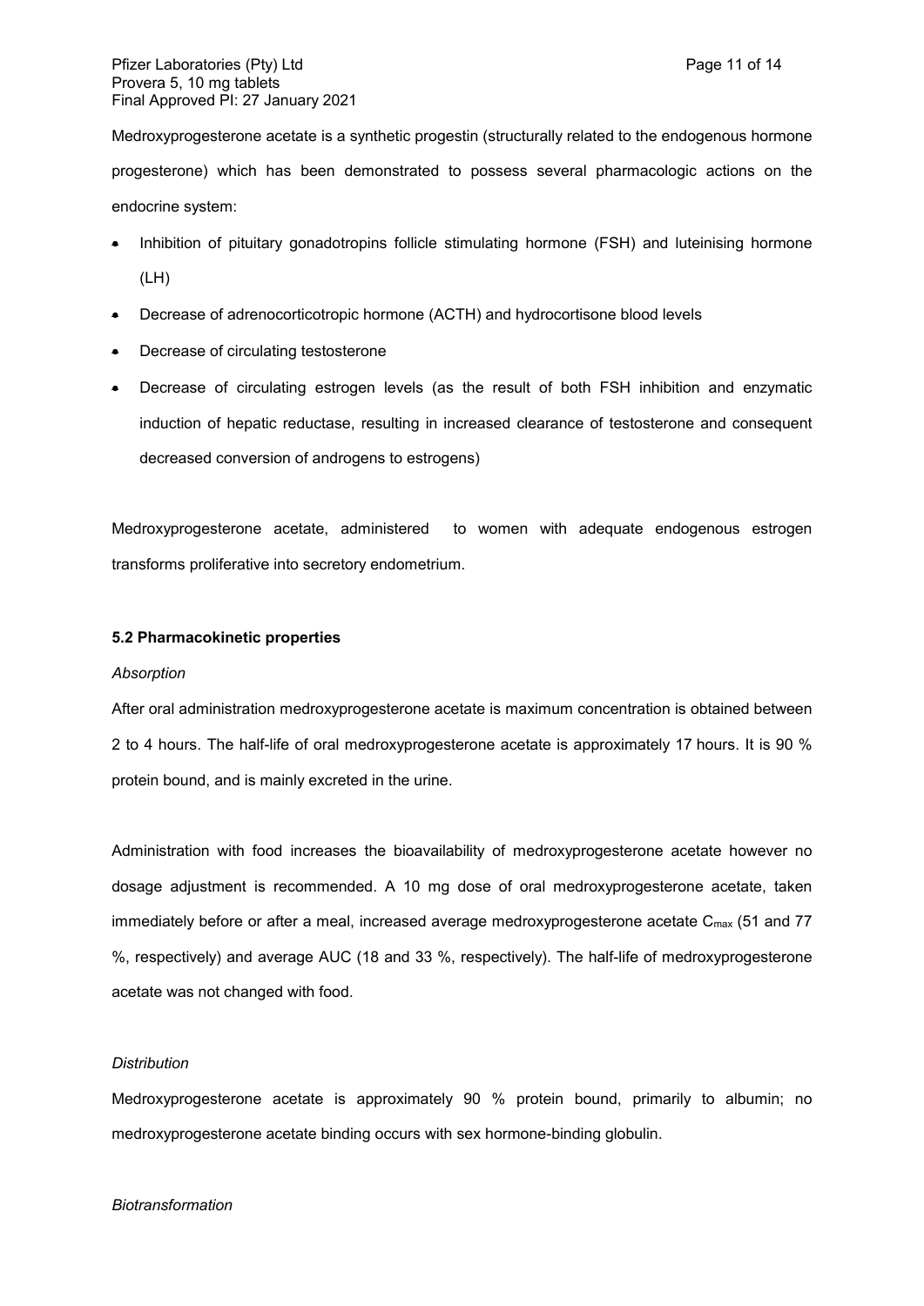Medroxyprogesterone acetate is a synthetic progestin (structurally related to the endogenous hormone progesterone) which has been demonstrated to possess several pharmacologic actions on the endocrine system:

- Inhibition of pituitary gonadotropins follicle stimulating hormone (FSH) and luteinising hormone (LH)
- Decrease of adrenocorticotropic hormone (ACTH) and hydrocortisone blood levels
- Decrease of circulating testosterone
- Decrease of circulating estrogen levels (as the result of both FSH inhibition and enzymatic induction of hepatic reductase, resulting in increased clearance of testosterone and consequent decreased conversion of androgens to estrogens)

Medroxyprogesterone acetate, administered to women with adequate endogenous estrogen transforms proliferative into secretory endometrium.

**5.2 Pharmacokinetic properties**

*Absorption*

After oral administration medroxyprogesterone acetate is maximum concentration is obtained between 2 to 4 hours. The half-life of oral medroxyprogesterone acetate is approximately 17 hours. It is 90 % protein bound, and is mainly excreted in the urine.

Administration with food increases the bioavailability of medroxyprogesterone acetate however no dosage adjustment is recommended. A 10 mg dose of oral medroxyprogesterone acetate, taken immediately before or after a meal, increased average medroxyprogesterone acetate $C_{max}$ (51 and 77 %, respectively) and average AUC (18 and 33 %, respectively). The half-life of medroxyprogesterone acetate was not changed with food.

*Distribution*

Medroxyprogesterone acetate is approximately 90 % protein bound, primarily to albumin; no medroxyprogesterone acetate binding occurs with sex hormone-binding globulin.

*Biotransformation*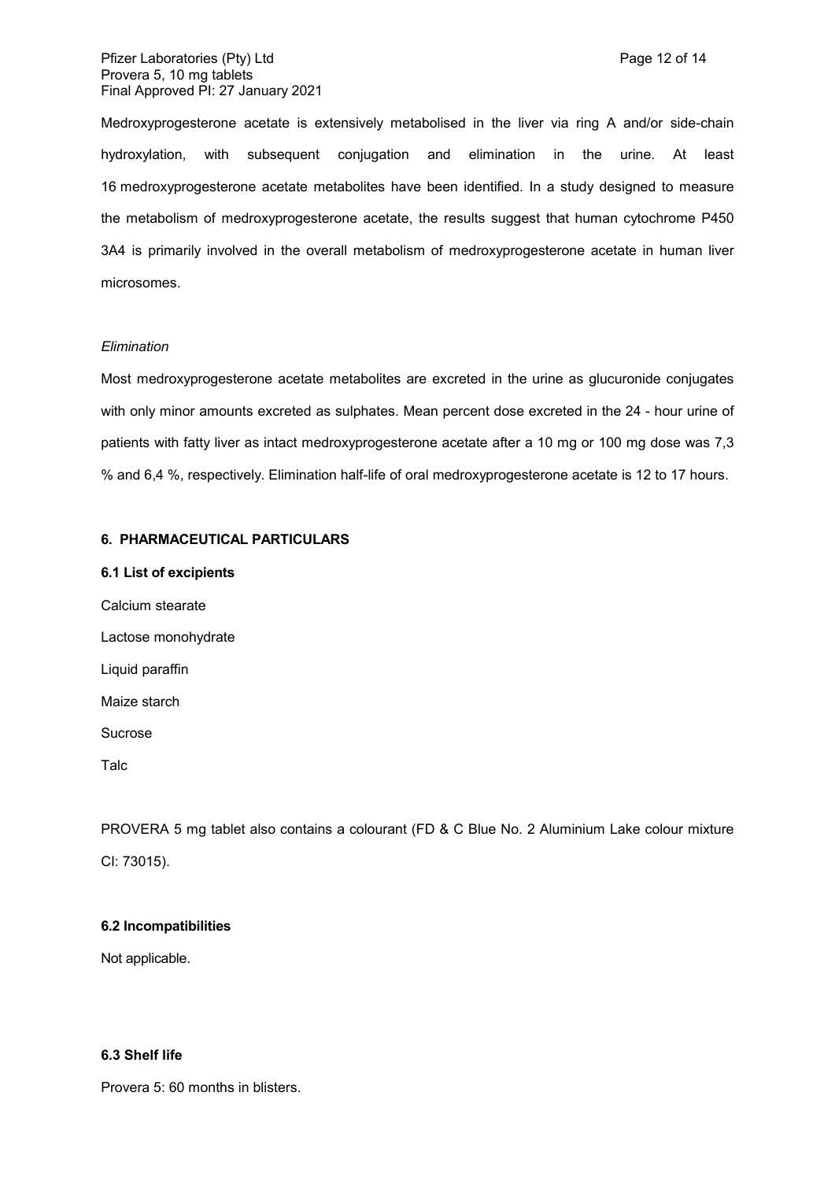Medroxyprogesterone acetate is extensively metabolised in the liver via ring A and/or side-chain hydroxylation, with subsequent conjugation and elimination in the urine. At least 16 medroxyprogesterone acetate metabolites have been identified. In a study designed to measure the metabolism of medroxyprogesterone acetate, the results suggest that human cytochrome P450 3A4 is primarily involved in the overall metabolism of medroxyprogesterone acetate in human liver microsomes.

*Elimination*

Most medroxyprogesterone acetate metabolites are excreted in the urine as glucuronide conjugates with only minor amounts excreted as sulphates. Mean percent dose excreted in the 24 - hour urine of patients with fatty liver as intact medroxyprogesterone acetate after a 10 mg or 100 mg dose was 7,3 % and 6,4 %, respectively. Elimination half-life of oral medroxyprogesterone acetate is 12 to 17 hours.

## 6. PHARMACEUTICAL PARTICULARS

### 6.1 List of excipients

Calcium stearate

Lactose monohydrate

Liquid paraffin

Maize starch

Sucrose

Talc

PROVERA 5 mg tablet also contains a colourant (FD & C Blue No. 2 Aluminium Lake colour mixture CI: 73015).

### 6.2 Incompatibilities

Not applicable.

### 6.3 Shelf life

Provera 5: 60 months in blisters.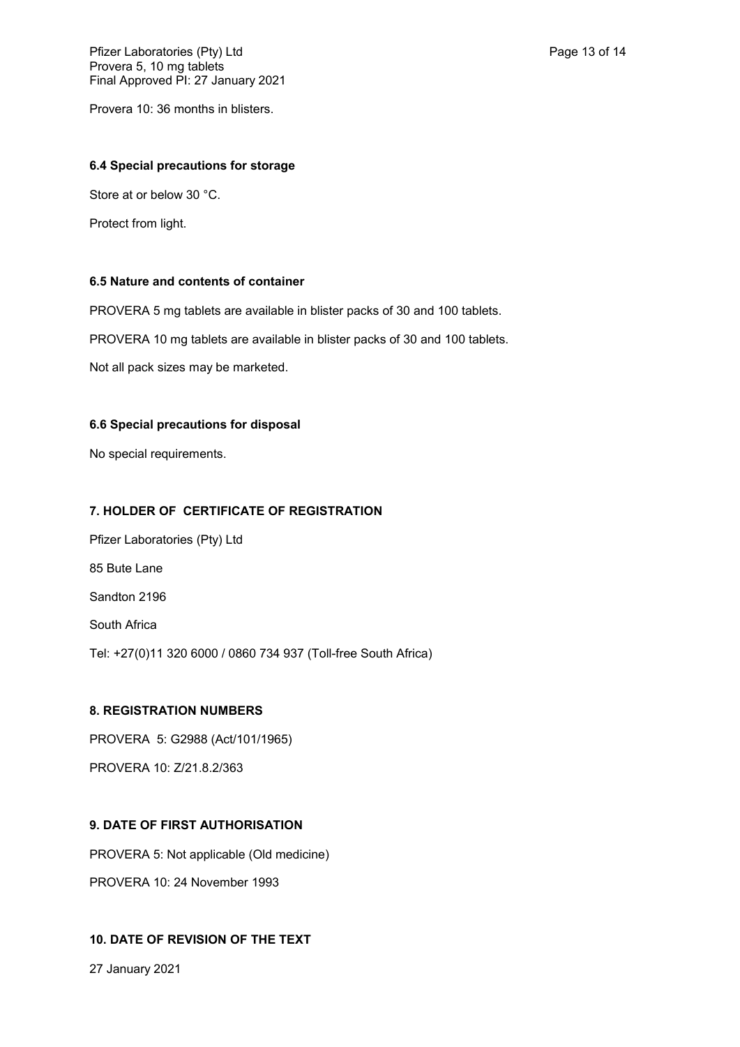Provera 10: 36 months in blisters.

### 6.4 Special precautions for storage

Store at or below 30 °C.

Protect from light.

### 6.5 Nature and contents of container

PROVERA 5 mg tablets are available in blister packs of 30 and 100 tablets.

PROVERA 10 mg tablets are available in blister packs of 30 and 100 tablets.

Not all pack sizes may be marketed.

### 6.6 Special precautions for disposal

No special requirements.

## 7. HOLDER OF CERTIFICATE OF REGISTRATION

Pfizer Laboratories (Pty) Ltd

85 Bute Lane

Sandton 2196

South Africa

Tel: +27(0)11 320 6000 / 0860 734 937 (Toll-free South Africa)

## 8. REGISTRATION NUMBERS

PROVERA 5: G2988 (Act/101/1965)

PROVERA 10: Z/21.8.2/363

## 9. DATE OF FIRST AUTHORISATION

PROVERA 5: Not applicable (Old medicine)

PROVERA 10: 24 November 1993

## 10. DATE OF REVISION OF THE TEXT

27 January 2021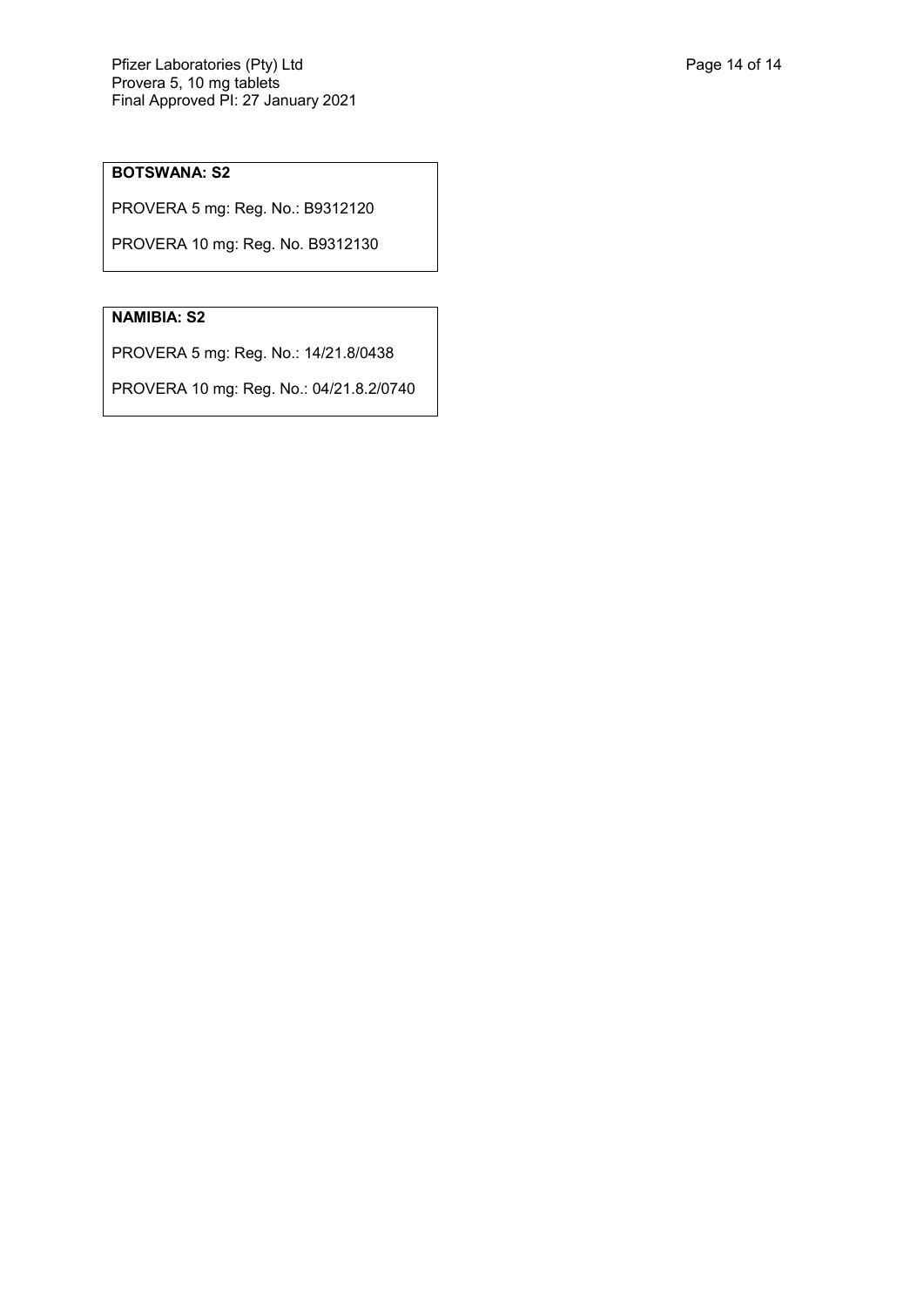**BOTSWANA: S2**

PROVERA 5 mg: Reg. No.: B9312120

PROVERA 10 mg: Reg. No. B9312130

**NAMIBIA: S2**

PROVERA 5 mg: Reg. No.: 14/21.8/0438

PROVERA 10 mg: Reg. No.: 04/21.8.2/0740